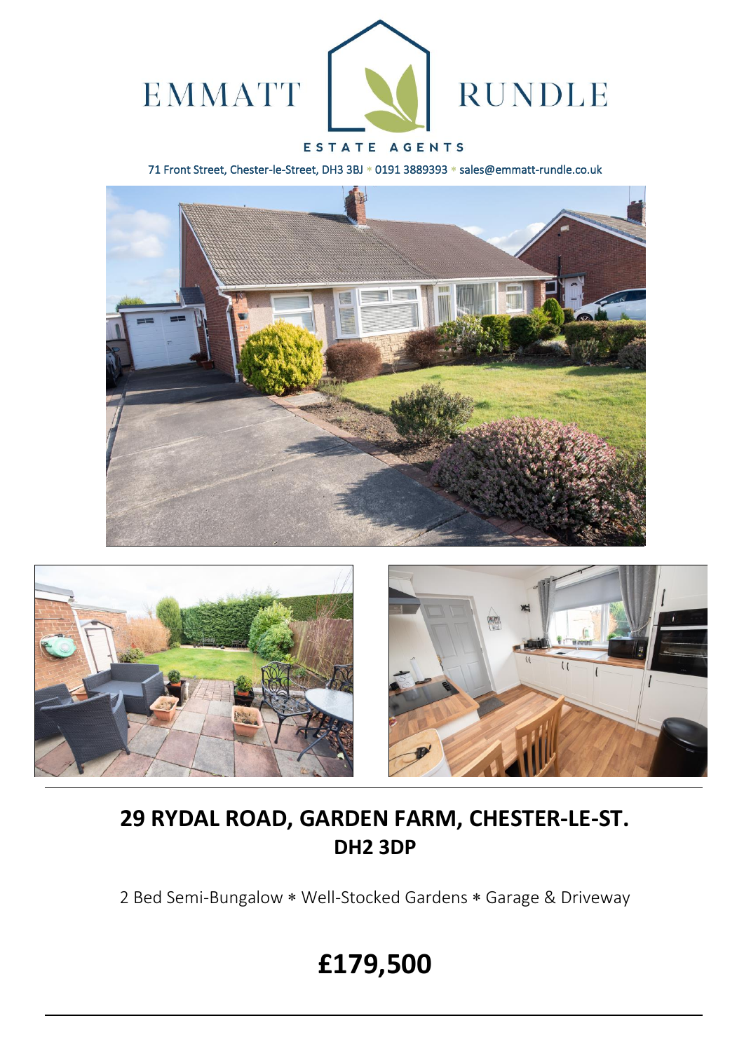EMMATT RUNDLE

ESTATE AGENTS

71 Front Street, Chester-le-Street, DH3 3BJ * 0191 3889393 * sales@emmatt-rundle.co.uk

# 29 RYDAL ROAD, GARDEN FARM, CHESTER-LE-ST.
## DH2 3DP

2 Bed Semi-Bungalow * Well-Stocked Gardens * Garage & Driveway

# £179,500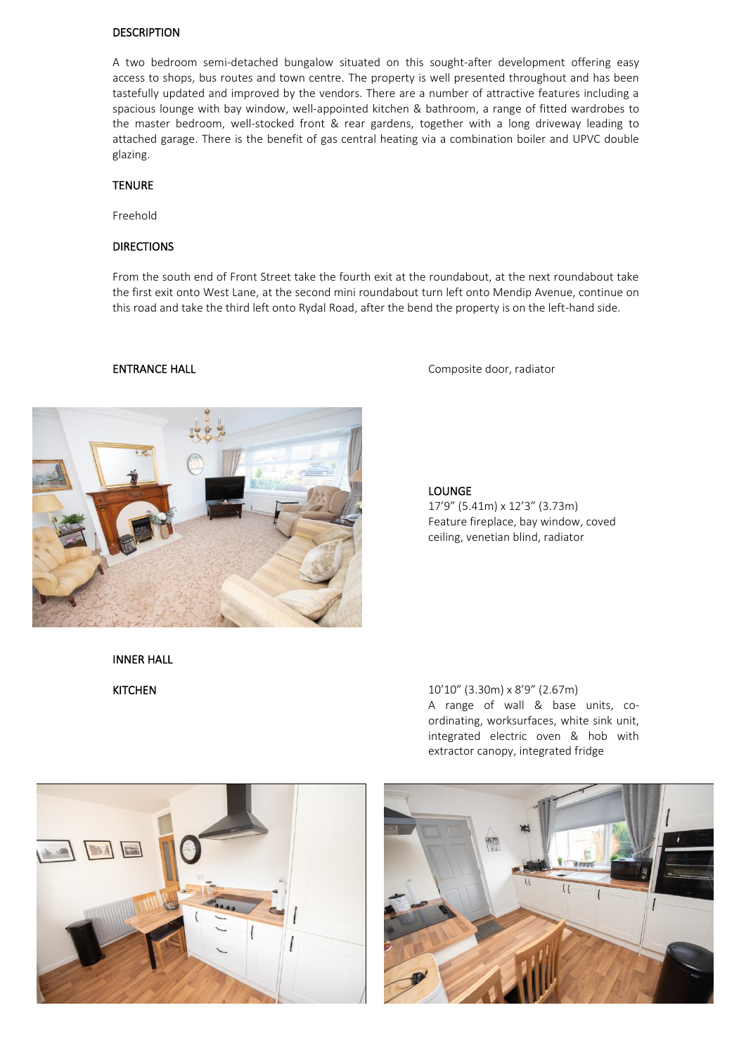## DESCRIPTION

A two bedroom semi-detached bungalow situated on this sought-after development offering easy access to shops, bus routes and town centre. The property is well presented throughout and has been tastefully updated and improved by the vendors. There are a number of attractive features including a spacious lounge with bay window, well-appointed kitchen & bathroom, a range of fitted wardrobes to the master bedroom, well-stocked front & rear gardens, together with a long driveway leading to attached garage. There is the benefit of gas central heating via a combination boiler and UPVC double glazing.

## TENURE

Freehold

## DIRECTIONS

From the south end of Front Street take the fourth exit at the roundabout, at the next roundabout take the first exit onto West Lane, at the second mini roundabout turn left onto Mendip Avenue, continue on this road and take the third left onto Rydal Road, after the bend the property is on the left-hand side.

### ENTRANCE HALL

Composite door, radiator

### LOUNGE

17’9” (5.41m) x 12’3” (3.73m)
Feature fireplace, bay window, coved ceiling, venetian blind, radiator

### INNER HALL

### KITCHEN

10’10” (3.30m) x 8’9” (2.67m)
A range of wall & base units, co-ordinating, worksurfaces, white sink unit, integrated electric oven & hob with extractor canopy, integrated fridge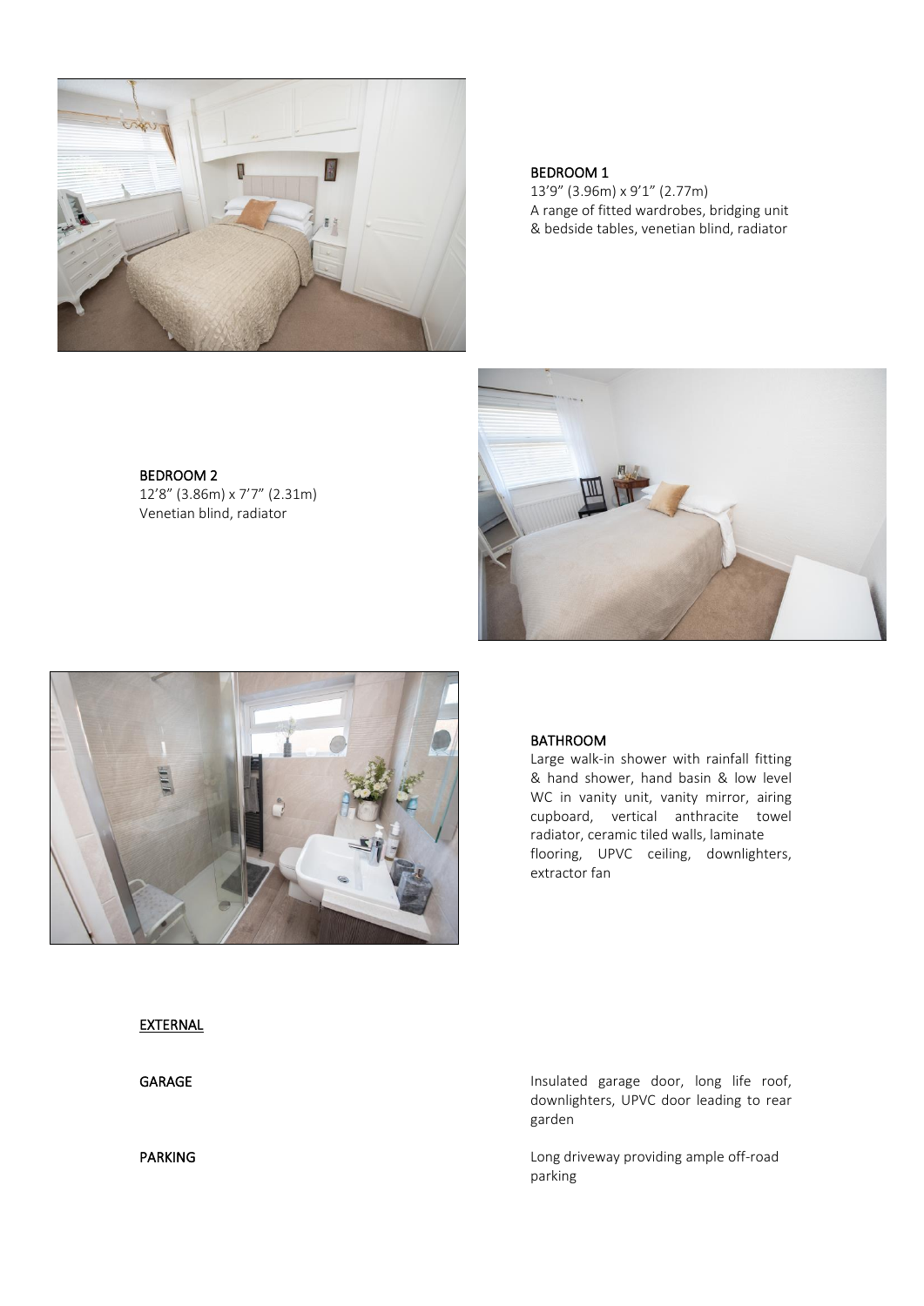### BEDROOM 1

13'9" (3.96m) x 9'1" (2.77m)
A range of fitted wardrobes, bridging unit & bedside tables, venetian blind, radiator

### BEDROOM 2

12'8" (3.86m) x 7'7" (2.31m)
Venetian blind, radiator

### BATHROOM

Large walk-in shower with rainfall fitting & hand shower, hand basin & low level WC in vanity unit, vanity mirror, airing cupboard, vertical anthracite towel radiator, ceramic tiled walls, laminate flooring, UPVC ceiling, downlighters, extractor fan

## EXTERNAL

**GARAGE**

Insulated garage door, long life roof, downlighters, UPVC door leading to rear garden

**PARKING**

Long driveway providing ample off-road parking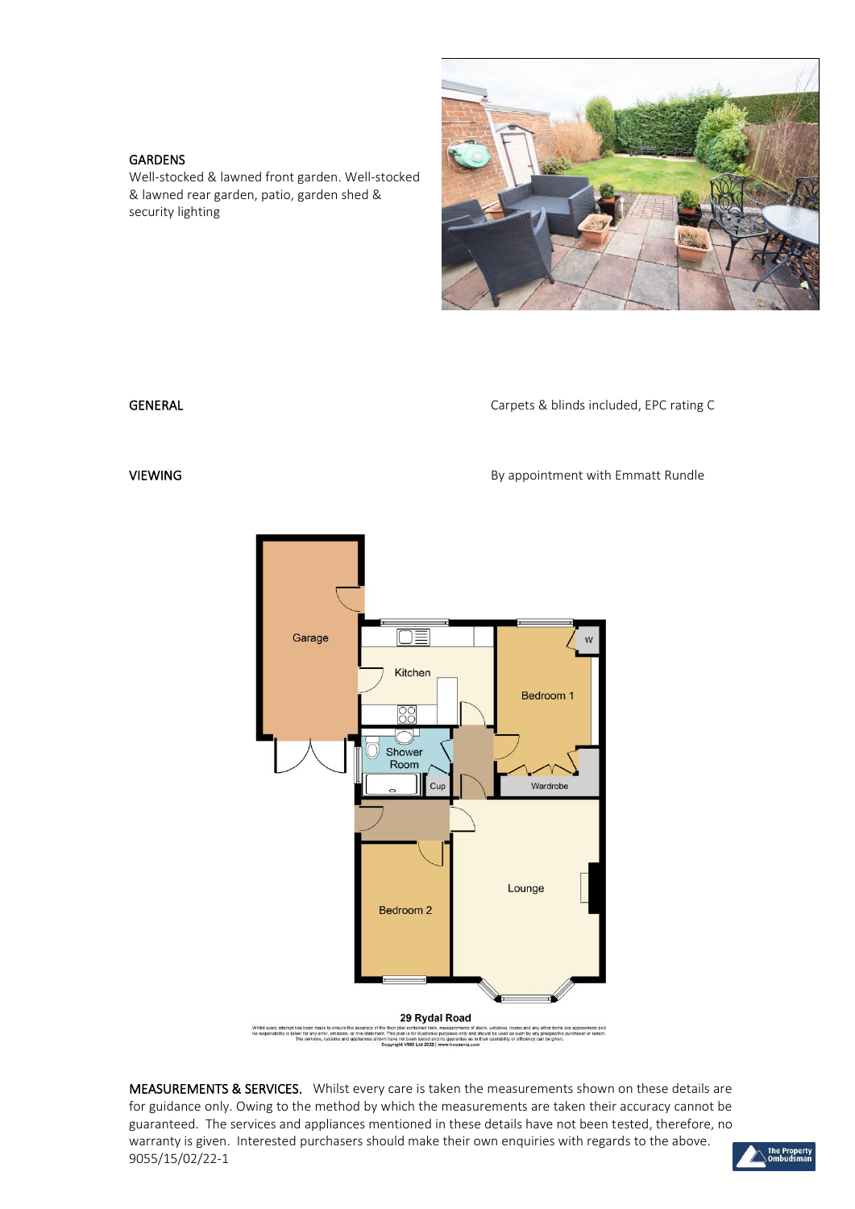## GARDENS

Well-stocked & lawned front garden. Well-stocked & lawned rear garden, patio, garden shed & security lighting

## GENERAL

Carpets & blinds included, EPC rating C

## VIEWING

By appointment with Emmatt Rundle

Garage

Kitchen

Bedroom 1

W

Shower Room

Cup

Wardrobe

Lounge

Bedroom 2

**29 Rydal Road**

Whilst every attempt has been made to ensure the accuracy of the floor plan contained here, measurements of doors, windows, rooms and any other items are approximate and no responsibility is taken for any error, omission, or mis-statement. This plan is for illustrative purposes only and should be used as such by any prospective purchaser or tenant. The services, systems and appliances shown have not been tested and no guarantee as to their operability or efficiency can be given.
Copyright V360 Ltd 2022 | www.houseviz.com

**MEASUREMENTS & SERVICES.** Whilst every care is taken the measurements shown on these details are for guidance only. Owing to the method by which the measurements are taken their accuracy cannot be guaranteed. The services and appliances mentioned in these details have not been tested, therefore, no warranty is given. Interested purchasers should make their own enquiries with regards to the above.
9055/15/02/22-1

The Property Ombudsman